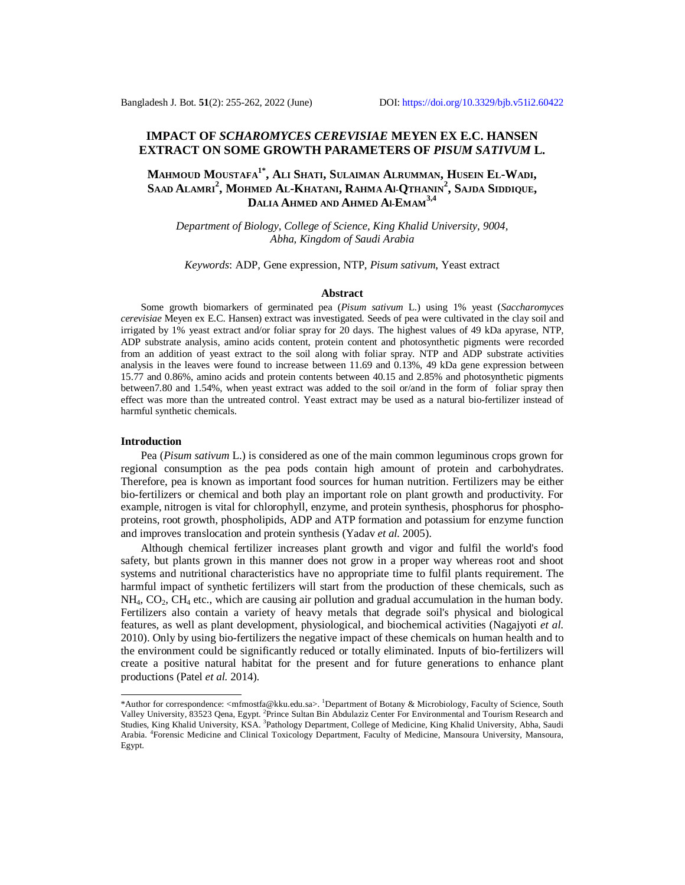# IMPACT OF *SCHAROMYCES CEREVISIAE* MEYEN EX E.C. HANSEN EXTRACT ON SOME GROWTH PARAMETERS OF *PISUM SATIVUM* L.

**Mahmoud Moustafa[1*], Ali Shati, Sulaiman Alrumman, Husein El-Wadi, Saad Alamri[2], Mohmed Al-Khatani, Rahma Al-Qthanin[2], Sajda Siddique, Dalia Ahmed and Ahmed Al-Emam[3,4]**

*Department of Biology, College of Science, King Khalid University, 9004, Abha, Kingdom of Saudi Arabia*

*Keywords*: ADP, Gene expression, NTP, *Pisum sativum*, Yeast extract

## Abstract

Some growth biomarkers of germinated pea (*Pisum sativum* L.) using 1% yeast (*Saccharomyces cerevisiae* Meyen ex E.C. Hansen) extract was investigated. Seeds of pea were cultivated in the clay soil and irrigated by 1% yeast extract and/or foliar spray for 20 days. The highest values of 49 kDa apyrase, NTP, ADP substrate analysis, amino acids content, protein content and photosynthetic pigments were recorded from an addition of yeast extract to the soil along with foliar spray. NTP and ADP substrate activities analysis in the leaves were found to increase between 11.69 and 0.13%, 49 kDa gene expression between 15.77 and 0.86%, amino acids and protein contents between 40.15 and 2.85% and photosynthetic pigments between7.80 and 1.54%, when yeast extract was added to the soil or/and in the form of foliar spray then effect was more than the untreated control. Yeast extract may be used as a natural bio-fertilizer instead of harmful synthetic chemicals.

## Introduction

Pea (*Pisum sativum* L.) is considered as one of the main common leguminous crops grown for regional consumption as the pea pods contain high amount of protein and carbohydrates. Therefore, pea is known as important food sources for human nutrition. Fertilizers may be either bio-fertilizers or chemical and both play an important role on plant growth and productivity. For example, nitrogen is vital for chlorophyll, enzyme, and protein synthesis, phosphorus for phospho-proteins, root growth, phospholipids, ADP and ATP formation and potassium for enzyme function and improves translocation and protein synthesis (Yadav *et al.* 2005).

Although chemical fertilizer increases plant growth and vigor and fulfil the world's food safety, but plants grown in this manner does not grow in a proper way whereas root and shoot systems and nutritional characteristics have no appropriate time to fulfil plants requirement. The harmful impact of synthetic fertilizers will start from the production of these chemicals, such as $NH_4$, $CO_2$, $CH_4$ etc., which are causing air pollution and gradual accumulation in the human body. Fertilizers also contain a variety of heavy metals that degrade soil's physical and biological features, as well as plant development, physiological, and biochemical activities (Nagajyoti *et al.* 2010). Only by using bio-fertilizers the negative impact of these chemicals on human health and to the environment could be significantly reduced or totally eliminated. Inputs of bio-fertilizers will create a positive natural habitat for the present and for future generations to enhance plant productions (Patel *et al.* 2014).

---

*Author for correspondence: <mfmostfa@kku.edu.sa>. [1]Department of Botany & Microbiology, Faculty of Science, South Valley University, 83523 Qena, Egypt. [2]Prince Sultan Bin Abdulaziz Center For Environmental and Tourism Research and Studies, King Khalid University, KSA. [3]Pathology Department, College of Medicine, King Khalid University, Abha, Saudi Arabia. [4]Forensic Medicine and Clinical Toxicology Department, Faculty of Medicine, Mansoura University, Mansoura, Egypt.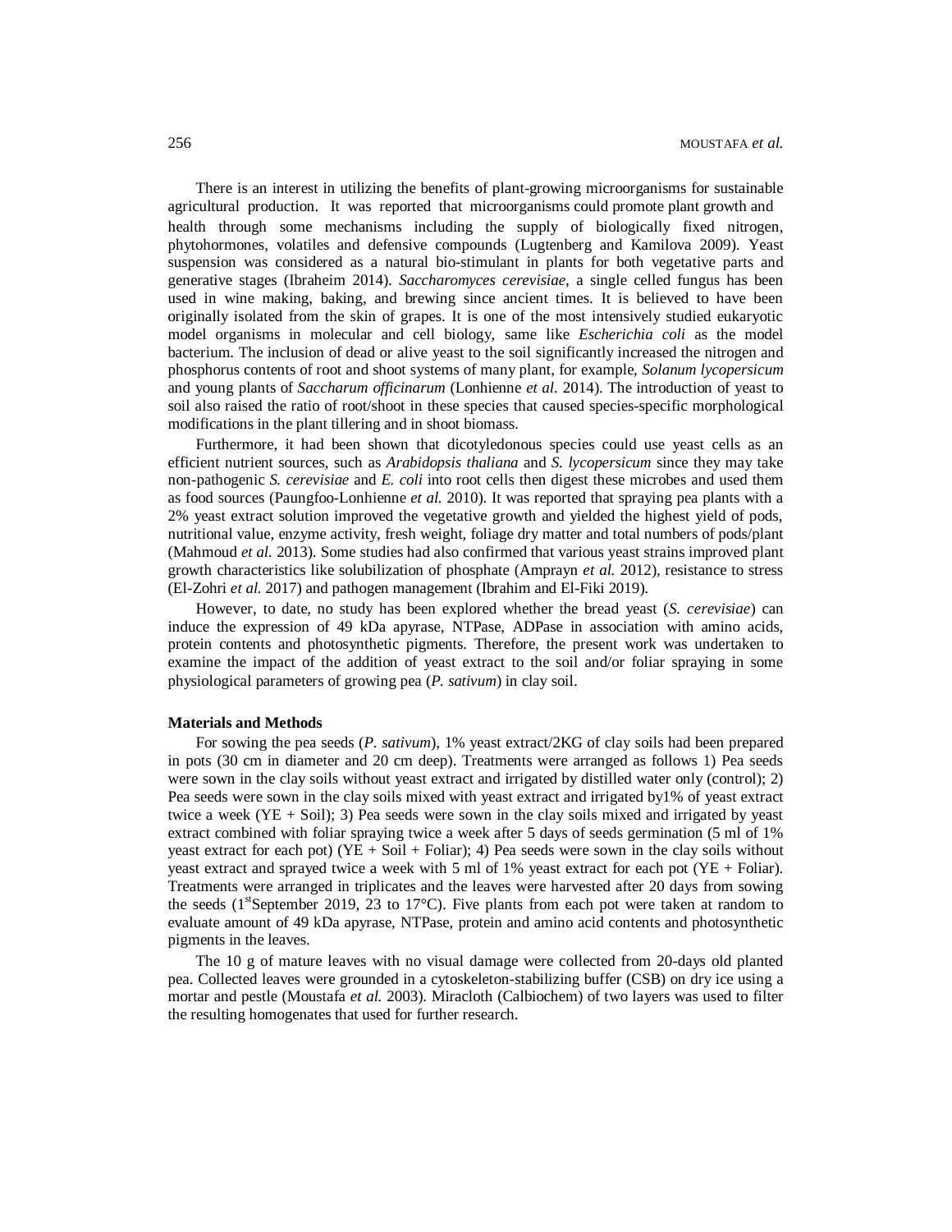There is an interest in utilizing the benefits of plant-growing microorganisms for sustainable agricultural production. It was reported that microorganisms could promote plant growth and health through some mechanisms including the supply of biologically fixed nitrogen, phytohormones, volatiles and defensive compounds (Lugtenberg and Kamilova 2009). Yeast suspension was considered as a natural bio-stimulant in plants for both vegetative parts and generative stages (Ibraheim 2014). *Saccharomyces cerevisiae*, a single celled fungus has been used in wine making, baking, and brewing since ancient times. It is believed to have been originally isolated from the skin of grapes. It is one of the most intensively studied eukaryotic model organisms in molecular and cell biology, same like *Escherichia coli* as the model bacterium. The inclusion of dead or alive yeast to the soil significantly increased the nitrogen and phosphorus contents of root and shoot systems of many plant, for example, *Solanum lycopersicum* and young plants of *Saccharum officinarum* (Lonhienne *et al.* 2014). The introduction of yeast to soil also raised the ratio of root/shoot in these species that caused species-specific morphological modifications in the plant tillering and in shoot biomass.

Furthermore, it had been shown that dicotyledonous species could use yeast cells as an efficient nutrient sources, such as *Arabidopsis thaliana* and *S. lycopersicum* since they may take non-pathogenic *S. cerevisiae* and *E. coli* into root cells then digest these microbes and used them as food sources (Paungfoo-Lonhienne *et al.* 2010). It was reported that spraying pea plants with a 2% yeast extract solution improved the vegetative growth and yielded the highest yield of pods, nutritional value, enzyme activity, fresh weight, foliage dry matter and total numbers of pods/plant (Mahmoud *et al.* 2013). Some studies had also confirmed that various yeast strains improved plant growth characteristics like solubilization of phosphate (Amprayn *et al.* 2012), resistance to stress (El-Zohri *et al.* 2017) and pathogen management (Ibrahim and El-Fiki 2019).

However, to date, no study has been explored whether the bread yeast (*S. cerevisiae*) can induce the expression of 49 kDa apyrase, NTPase, ADPase in association with amino acids, protein contents and photosynthetic pigments. Therefore, the present work was undertaken to examine the impact of the addition of yeast extract to the soil and/or foliar spraying in some physiological parameters of growing pea (*P. sativum*) in clay soil.

**Materials and Methods**

For sowing the pea seeds (*P. sativum*), 1% yeast extract/2KG of clay soils had been prepared in pots (30 cm in diameter and 20 cm deep). Treatments were arranged as follows 1) Pea seeds were sown in the clay soils without yeast extract and irrigated by distilled water only (control); 2) Pea seeds were sown in the clay soils mixed with yeast extract and irrigated by1% of yeast extract twice a week (YE + Soil); 3) Pea seeds were sown in the clay soils mixed and irrigated by yeast extract combined with foliar spraying twice a week after 5 days of seeds germination (5 ml of 1% yeast extract for each pot) (YE + Soil + Foliar); 4) Pea seeds were sown in the clay soils without yeast extract and sprayed twice a week with 5 ml of 1% yeast extract for each pot (YE + Foliar). Treatments were arranged in triplicates and the leaves were harvested after 20 days from sowing the seeds (1$^{st}$September 2019, 23 to 17°C). Five plants from each pot were taken at random to evaluate amount of 49 kDa apyrase, NTPase, protein and amino acid contents and photosynthetic pigments in the leaves.

The 10 g of mature leaves with no visual damage were collected from 20-days old planted pea. Collected leaves were grounded in a cytoskeleton-stabilizing buffer (CSB) on dry ice using a mortar and pestle (Moustafa *et al.* 2003). Miracloth (Calbiochem) of two layers was used to filter the resulting homogenates that used for further research.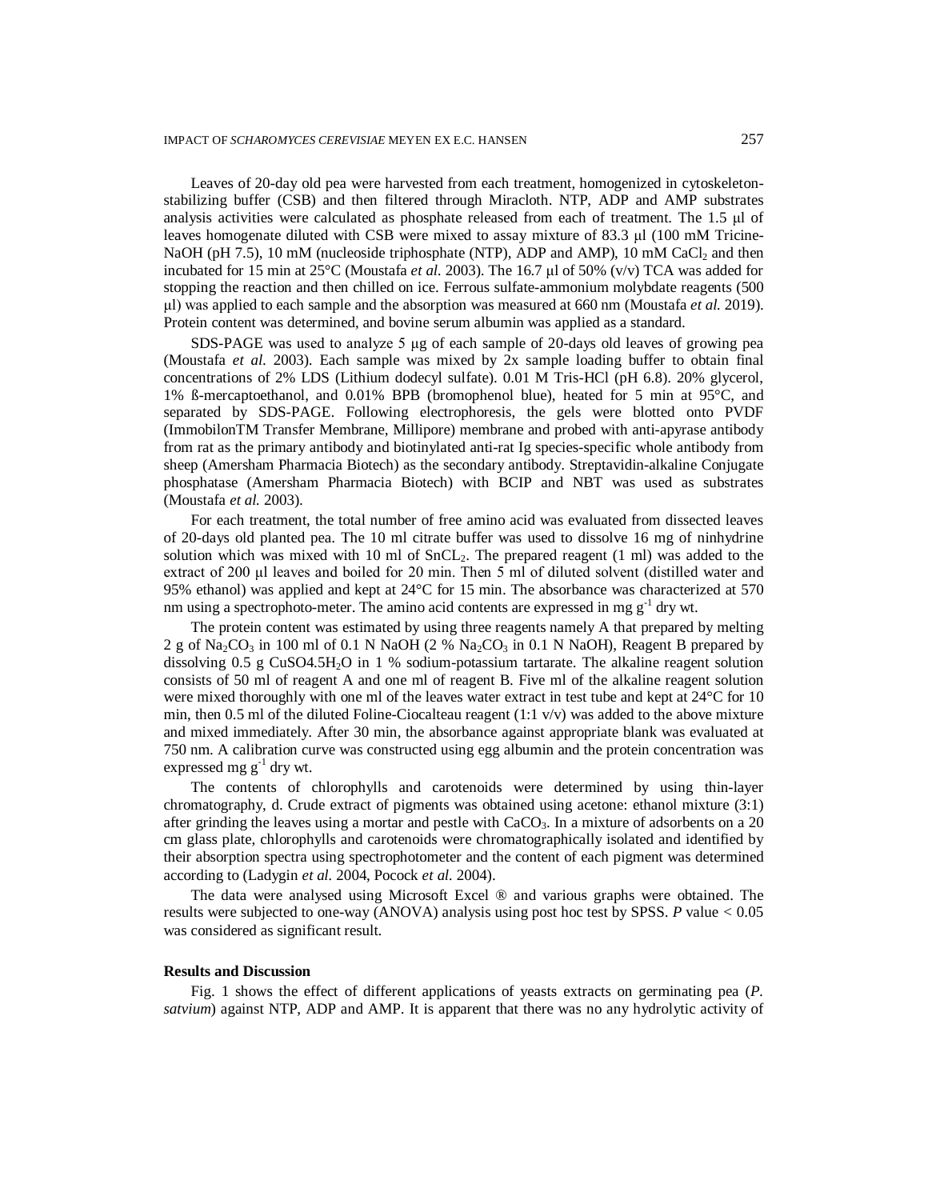Leaves of 20-day old pea were harvested from each treatment, homogenized in cytoskeleton-stabilizing buffer (CSB) and then filtered through Miracloth. NTP, ADP and AMP substrates analysis activities were calculated as phosphate released from each of treatment. The 1.5 µl of leaves homogenate diluted with CSB were mixed to assay mixture of 83.3 µl (100 mM Tricine-NaOH (pH 7.5), 10 mM (nucleoside triphosphate (NTP), ADP and AMP), 10 mM $CaCl_2$ and then incubated for 15 min at 25°C (Moustafa *et al.* 2003). The 16.7 µl of 50% (v/v) TCA was added for stopping the reaction and then chilled on ice. Ferrous sulfate-ammonium molybdate reagents (500 µl) was applied to each sample and the absorption was measured at 660 nm (Moustafa *et al.* 2019). Protein content was determined, and bovine serum albumin was applied as a standard.

SDS-PAGE was used to analyze 5 µg of each sample of 20-days old leaves of growing pea (Moustafa *et al.* 2003). Each sample was mixed by 2x sample loading buffer to obtain final concentrations of 2% LDS (Lithium dodecyl sulfate). 0.01 M Tris-HCl (pH 6.8). 20% glycerol, 1% ß-mercaptoethanol, and 0.01% BPB (bromophenol blue), heated for 5 min at 95°C, and separated by SDS-PAGE. Following electrophoresis, the gels were blotted onto PVDF (ImmobilonTM Transfer Membrane, Millipore) membrane and probed with anti-apyrase antibody from rat as the primary antibody and biotinylated anti-rat Ig species-specific whole antibody from sheep (Amersham Pharmacia Biotech) as the secondary antibody. Streptavidin-alkaline Conjugate phosphatase (Amersham Pharmacia Biotech) with BCIP and NBT was used as substrates (Moustafa *et al.* 2003).

For each treatment, the total number of free amino acid was evaluated from dissected leaves of 20-days old planted pea. The 10 ml citrate buffer was used to dissolve 16 mg of ninhydrine solution which was mixed with 10 ml of $SnCL_2$. The prepared reagent (1 ml) was added to the extract of 200 µl leaves and boiled for 20 min. Then 5 ml of diluted solvent (distilled water and 95% ethanol) was applied and kept at 24°C for 15 min. The absorbance was characterized at 570 nm using a spectrophoto-meter. The amino acid contents are expressed in mg $g^{-1}$ dry wt.

The protein content was estimated by using three reagents namely A that prepared by melting 2 g of $Na_2CO_3$ in 100 ml of 0.1 N NaOH (2 % $Na_2CO_3$ in 0.1 N NaOH), Reagent B prepared by dissolving 0.5 g CuSO4.5$H_2O$ in 1 % sodium-potassium tartarate. The alkaline reagent solution consists of 50 ml of reagent A and one ml of reagent B. Five ml of the alkaline reagent solution were mixed thoroughly with one ml of the leaves water extract in test tube and kept at 24°C for 10 min, then 0.5 ml of the diluted Foline-Ciocalteau reagent (1:1 v/v) was added to the above mixture and mixed immediately. After 30 min, the absorbance against appropriate blank was evaluated at 750 nm. A calibration curve was constructed using egg albumin and the protein concentration was expressed mg $g^{-1}$ dry wt.

The contents of chlorophylls and carotenoids were determined by using thin-layer chromatography, d. Crude extract of pigments was obtained using acetone: ethanol mixture (3:1) after grinding the leaves using a mortar and pestle with $CaCO_3$. In a mixture of adsorbents on a 20 cm glass plate, chlorophylls and carotenoids were chromatographically isolated and identified by their absorption spectra using spectrophotometer and the content of each pigment was determined according to (Ladygin *et al.* 2004, Pocock *et al.* 2004).

The data were analysed using Microsoft Excel ® and various graphs were obtained. The results were subjected to one-way (ANOVA) analysis using post hoc test by SPSS. *P* value < 0.05 was considered as significant result.

## Results and Discussion

Fig. 1 shows the effect of different applications of yeasts extracts on germinating pea (*P. satvium*) against NTP, ADP and AMP. It is apparent that there was no any hydrolytic activity of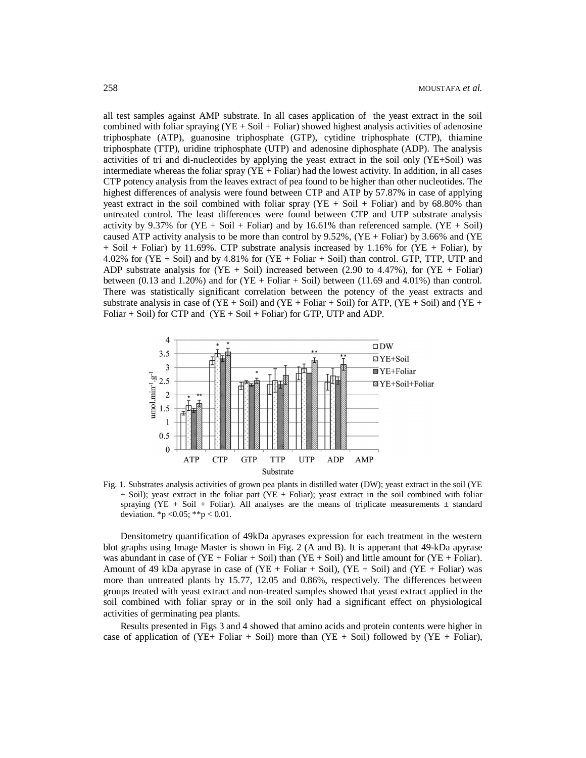all test samples against AMP substrate. In all cases application of the yeast extract in the soil combined with foliar spraying (YE + Soil + Foliar) showed highest analysis activities of adenosine triphosphate (ATP), guanosine triphosphate (GTP), cytidine triphosphate (CTP), thiamine triphosphate (TTP), uridine triphosphate (UTP) and adenosine diphosphate (ADP). The analysis activities of tri and di-nucleotides by applying the yeast extract in the soil only (YE+Soil) was intermediate whereas the foliar spray (YE + Foliar) had the lowest activity. In addition, in all cases CTP potency analysis from the leaves extract of pea found to be higher than other nucleotides. The highest differences of analysis were found between CTP and ATP by 57.87% in case of applying yeast extract in the soil combined with foliar spray (YE + Soil + Foliar) and by 68.80% than untreated control. The least differences were found between CTP and UTP substrate analysis activity by 9.37% for (YE + Soil + Foliar) and by 16.61% than referenced sample. (YE + Soil) caused ATP activity analysis to be more than control by 9.52%, (YE + Foliar) by 3.66% and (YE + Soil + Foliar) by 11.69%. CTP substrate analysis increased by 1.16% for (YE + Foliar), by 4.02% for (YE + Soil) and by 4.81% for (YE + Foliar + Soil) than control. GTP, TTP, UTP and ADP substrate analysis for (YE + Soil) increased between (2.90 to 4.47%), for (YE + Foliar) between (0.13 and 1.20%) and for (YE + Foliar + Soil) between (11.69 and 4.01%) than control. There was statistically significant correlation between the potency of the yeast extracts and substrate analysis in case of (YE + Soil) and (YE + Foliar + Soil) for ATP, (YE + Soil) and (YE + Foliar + Soil) for CTP and (YE + Soil + Foliar) for GTP, UTP and ADP.

Fig. 1. Substrates analysis activities of grown pea plants in distilled water (DW); yeast extract in the soil (YE + Soil); yeast extract in the foliar part (YE + Foliar); yeast extract in the soil combined with foliar spraying (YE + Soil + Foliar). All analyses are the means of triplicate measurements ± standard deviation. *$p < 0.05$; **$p < 0.01$.

Densitometry quantification of 49kDa apyrases expression for each treatment in the western blot graphs using Image Master is shown in Fig. 2 (A and B). It is apperant that 49-kDa apyrase was abundant in case of (YE + Foliar + Soil) than (YE + Soil) and little amount for (YE + Foliar). Amount of 49 kDa apyrase in case of (YE + Foliar + Soil), (YE + Soil) and (YE + Foliar) was more than untreated plants by 15.77, 12.05 and 0.86%, respectively. The differences between groups treated with yeast extract and non-treated samples showed that yeast extract applied in the soil combined with foliar spray or in the soil only had a significant effect on physiological activities of germinating pea plants.

Results presented in Figs 3 and 4 showed that amino acids and protein contents were higher in case of application of (YE+ Foliar + Soil) more than (YE + Soil) followed by (YE + Foliar),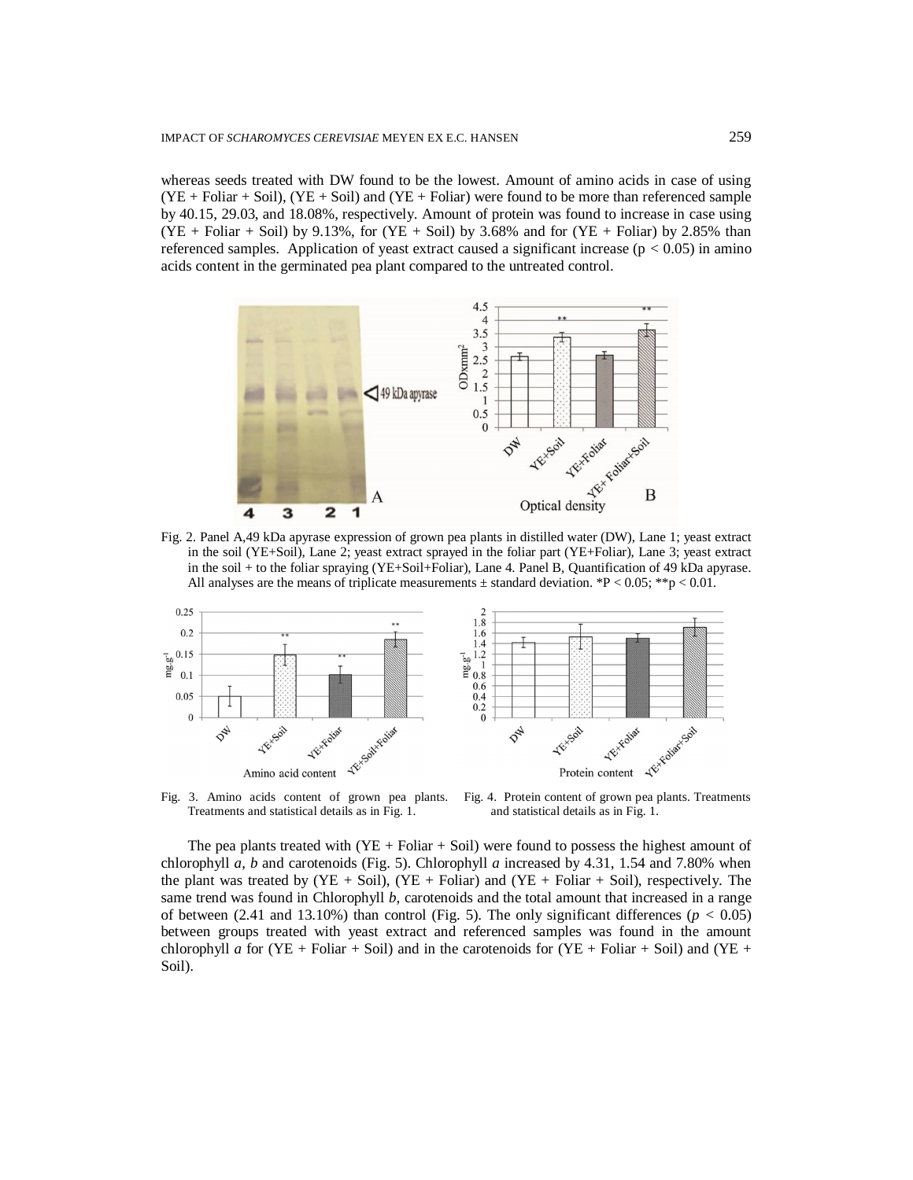whereas seeds treated with DW found to be the lowest. Amount of amino acids in case of using (YE + Foliar + Soil), (YE + Soil) and (YE + Foliar) were found to be more than referenced sample by 40.15, 29.03, and 18.08%, respectively. Amount of protein was found to increase in case using (YE + Foliar + Soil) by 9.13%, for (YE + Soil) by 3.68% and for (YE + Foliar) by 2.85% than referenced samples. Application of yeast extract caused a significant increase ($p < 0.05$) in amino acids content in the germinated pea plant compared to the untreated control.

Fig. 2. Panel A,49 kDa apyrase expression of grown pea plants in distilled water (DW), Lane 1; yeast extract in the soil (YE+Soil), Lane 2; yeast extract sprayed in the foliar part (YE+Foliar), Lane 3; yeast extract in the soil + to the foliar spraying (YE+Soil+Foliar), Lane 4. Panel B, Quantification of 49 kDa apyrase. All analyses are the means of triplicate measurements ± standard deviation. *P < 0.05; **p < 0.01.

Fig. 3. Amino acids content of grown pea plants. Treatments and statistical details as in Fig. 1.

Fig. 4. Protein content of grown pea plants. Treatments and statistical details as in Fig. 1.

The pea plants treated with (YE + Foliar + Soil) were found to possess the highest amount of chlorophyll *a*, *b* and carotenoids (Fig. 5). Chlorophyll *a* increased by 4.31, 1.54 and 7.80% when the plant was treated by (YE + Soil), (YE + Foliar) and (YE + Foliar + Soil), respectively. The same trend was found in Chlorophyll *b*, carotenoids and the total amount that increased in a range of between (2.41 and 13.10%) than control (Fig. 5). The only significant differences ($p < 0.05$) between groups treated with yeast extract and referenced samples was found in the amount chlorophyll *a* for (YE + Foliar + Soil) and in the carotenoids for (YE + Foliar + Soil) and (YE + Soil).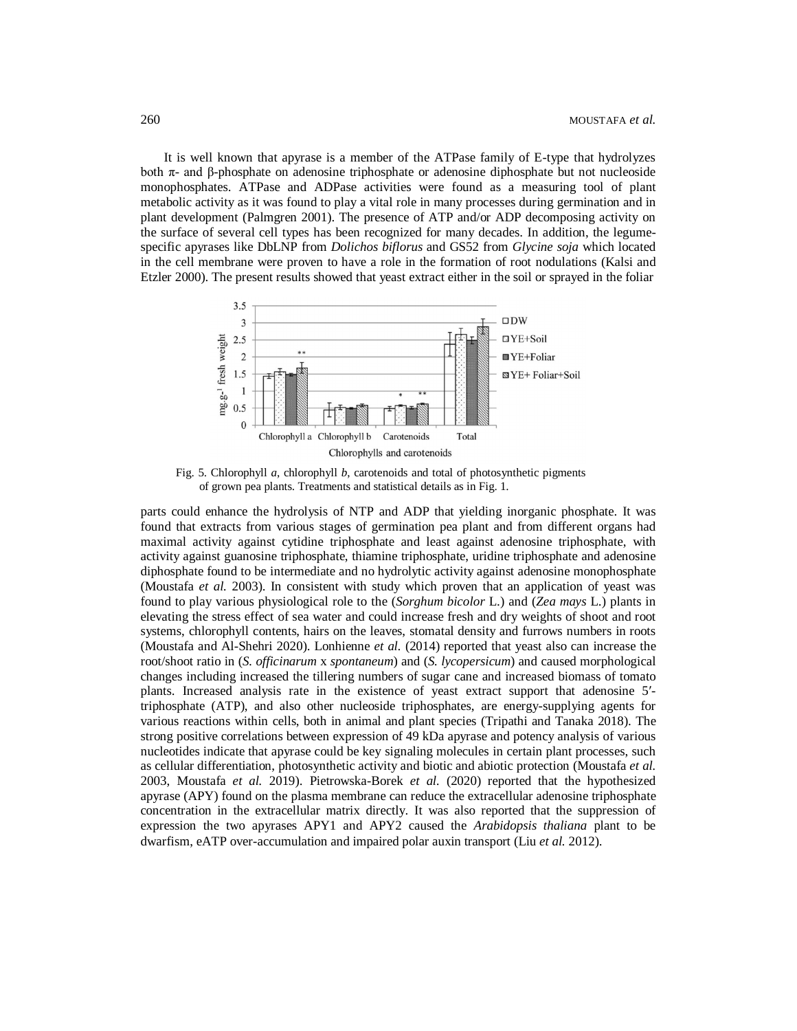It is well known that apyrase is a member of the ATPase family of E-type that hydrolyzes both π- and β-phosphate on adenosine triphosphate or adenosine diphosphate but not nucleoside monophosphates. ATPase and ADPase activities were found as a measuring tool of plant metabolic activity as it was found to play a vital role in many processes during germination and in plant development (Palmgren 2001). The presence of ATP and/or ADP decomposing activity on the surface of several cell types has been recognized for many decades. In addition, the legume-specific apyrases like DbLNP from *Dolichos biflorus* and GS52 from *Glycine soja* which located in the cell membrane were proven to have a role in the formation of root nodulations (Kalsi and Etzler 2000). The present results showed that yeast extract either in the soil or sprayed in the foliar parts could enhance the hydrolysis of NTP and ADP that yielding inorganic phosphate. It was found that extracts from various stages of germination pea plant and from different organs had maximal activity against cytidine triphosphate and least against adenosine triphosphate, with activity against guanosine triphosphate, thiamine triphosphate, uridine triphosphate and adenosine diphosphate found to be intermediate and no hydrolytic activity against adenosine monophosphate (Moustafa *et al.* 2003). In consistent with study which proven that an application of yeast was found to play various physiological role to the (*Sorghum bicolor* L.) and (*Zea mays* L.) plants in elevating the stress effect of sea water and could increase fresh and dry weights of shoot and root systems, chlorophyll contents, hairs on the leaves, stomatal density and furrows numbers in roots (Moustafa and Al-Shehri 2020). Lonhienne *et al.* (2014) reported that yeast also can increase the root/shoot ratio in (*S. officinarum* x *spontaneum*) and (*S. lycopersicum*) and caused morphological changes including increased the tillering numbers of sugar cane and increased biomass of tomato plants. Increased analysis rate in the existence of yeast extract support that adenosine 5′-triphosphate (ATP), and also other nucleoside triphosphates, are energy-supplying agents for various reactions within cells, both in animal and plant species (Tripathi and Tanaka 2018). The strong positive correlations between expression of 49 kDa apyrase and potency analysis of various nucleotides indicate that apyrase could be key signaling molecules in certain plant processes, such as cellular differentiation, photosynthetic activity and biotic and abiotic protection (Moustafa *et al.* 2003, Moustafa *et al.* 2019). Pietrowska-Borek *et al.* (2020) reported that the hypothesized apyrase (APY) found on the plasma membrane can reduce the extracellular adenosine triphosphate concentration in the extracellular matrix directly. It was also reported that the suppression of expression the two apyrases APY1 and APY2 caused the *Arabidopsis thaliana* plant to be dwarfism, eATP over-accumulation and impaired polar auxin transport (Liu *et al.* 2012).

Fig. 5. Chlorophyll *a*, chlorophyll *b*, carotenoids and total of photosynthetic pigments of grown pea plants. Treatments and statistical details as in Fig. 1.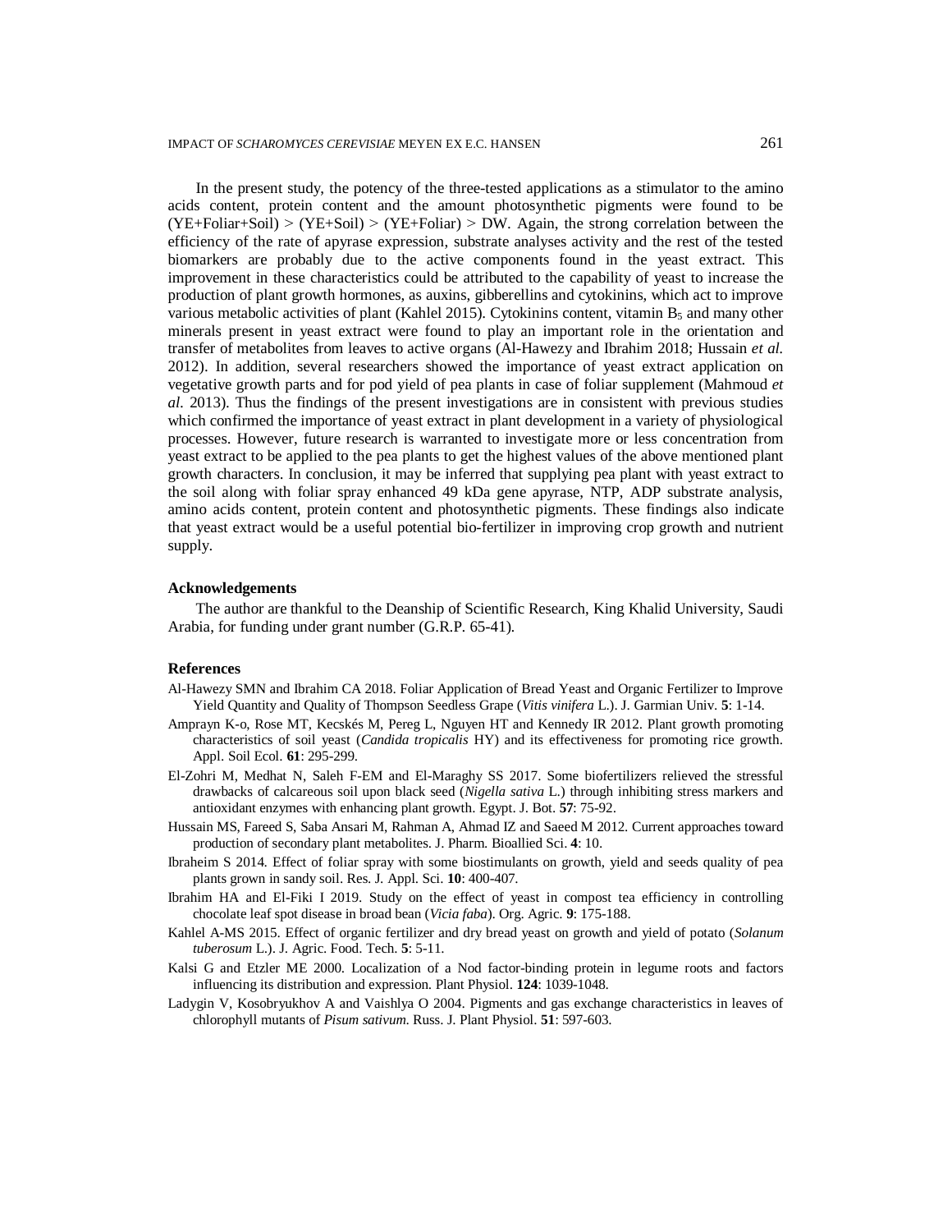In the present study, the potency of the three-tested applications as a stimulator to the amino acids content, protein content and the amount photosynthetic pigments were found to be (YE+Foliar+Soil) > (YE+Soil) > (YE+Foliar) > DW. Again, the strong correlation between the efficiency of the rate of apyrase expression, substrate analyses activity and the rest of the tested biomarkers are probably due to the active components found in the yeast extract. This improvement in these characteristics could be attributed to the capability of yeast to increase the production of plant growth hormones, as auxins, gibberellins and cytokinins, which act to improve various metabolic activities of plant (Kahlel 2015). Cytokinins content, vitamin $B_5$ and many other minerals present in yeast extract were found to play an important role in the orientation and transfer of metabolites from leaves to active organs (Al-Hawezy and Ibrahim 2018; Hussain *et al.* 2012). In addition, several researchers showed the importance of yeast extract application on vegetative growth parts and for pod yield of pea plants in case of foliar supplement (Mahmoud *et al.* 2013). Thus the findings of the present investigations are in consistent with previous studies which confirmed the importance of yeast extract in plant development in a variety of physiological processes. However, future research is warranted to investigate more or less concentration from yeast extract to be applied to the pea plants to get the highest values of the above mentioned plant growth characters. In conclusion, it may be inferred that supplying pea plant with yeast extract to the soil along with foliar spray enhanced 49 kDa gene apyrase, NTP, ADP substrate analysis, amino acids content, protein content and photosynthetic pigments. These findings also indicate that yeast extract would be a useful potential bio-fertilizer in improving crop growth and nutrient supply.

### Acknowledgements

The author are thankful to the Deanship of Scientific Research, King Khalid University, Saudi Arabia, for funding under grant number (G.R.P. 65-41).

### References

Al-Hawezy SMN and Ibrahim CA 2018. Foliar Application of Bread Yeast and Organic Fertilizer to Improve Yield Quantity and Quality of Thompson Seedless Grape (*Vitis vinifera* L.). J. Garmian Univ. **5**: 1-14.

Amprayn K-o, Rose MT, Kecskés M, Pereg L, Nguyen HT and Kennedy IR 2012. Plant growth promoting characteristics of soil yeast (*Candida tropicalis* HY) and its effectiveness for promoting rice growth. Appl. Soil Ecol. **61**: 295-299.

El-Zohri M, Medhat N, Saleh F-EM and El-Maraghy SS 2017. Some biofertilizers relieved the stressful drawbacks of calcareous soil upon black seed (*Nigella sativa* L.) through inhibiting stress markers and antioxidant enzymes with enhancing plant growth. Egypt. J. Bot. **57**: 75-92.

Hussain MS, Fareed S, Saba Ansari M, Rahman A, Ahmad IZ and Saeed M 2012. Current approaches toward production of secondary plant metabolites. J. Pharm. Bioallied Sci. **4**: 10.

Ibraheim S 2014. Effect of foliar spray with some biostimulants on growth, yield and seeds quality of pea plants grown in sandy soil. Res. J. Appl. Sci. **10**: 400-407.

Ibrahim HA and El-Fiki I 2019. Study on the effect of yeast in compost tea efficiency in controlling chocolate leaf spot disease in broad bean (*Vicia faba*). Org. Agric. **9**: 175-188.

Kahlel A-MS 2015. Effect of organic fertilizer and dry bread yeast on growth and yield of potato (*Solanum tuberosum* L.). J. Agric. Food. Tech. **5**: 5-11.

Kalsi G and Etzler ME 2000. Localization of a Nod factor-binding protein in legume roots and factors influencing its distribution and expression. Plant Physiol. **124**: 1039-1048.

Ladygin V, Kosobryukhov A and Vaishlya O 2004. Pigments and gas exchange characteristics in leaves of chlorophyll mutants of *Pisum sativum*. Russ. J. Plant Physiol. **51**: 597-603.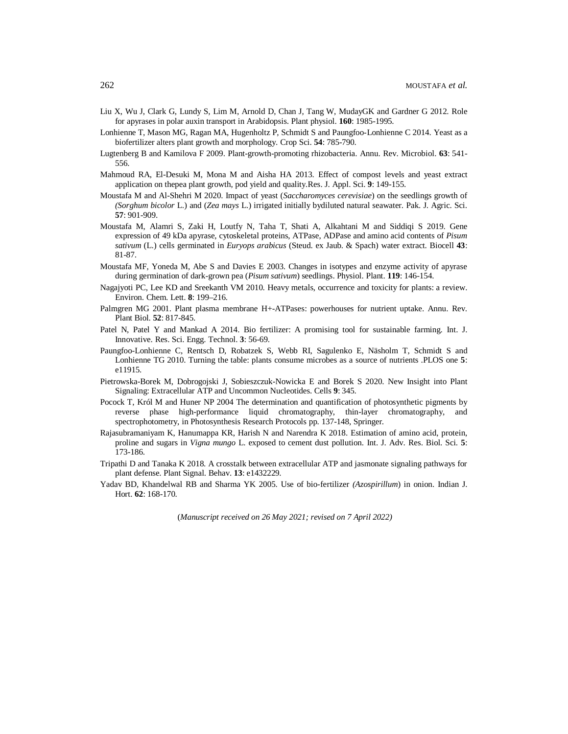Liu X, Wu J, Clark G, Lundy S, Lim M, Arnold D, Chan J, Tang W, MudayGK and Gardner G 2012. Role for apyrases in polar auxin transport in Arabidopsis. Plant physiol. **160**: 1985-1995.

Lonhienne T, Mason MG, Ragan MA, Hugenholtz P, Schmidt S and Paungfoo-Lonhienne C 2014. Yeast as a biofertilizer alters plant growth and morphology. Crop Sci. **54**: 785-790.

Lugtenberg B and Kamilova F 2009. Plant-growth-promoting rhizobacteria. Annu. Rev. Microbiol. **63**: 541-556.

Mahmoud RA, El-Desuki M, Mona M and Aisha HA 2013. Effect of compost levels and yeast extract application on thepea plant growth, pod yield and quality.Res. J. Appl. Sci. **9**: 149-155.

Moustafa M and Al-Shehri M 2020. Impact of yeast (*Saccharomyces cerevisiae*) on the seedlings growth of *(Sorghum bicolor* L.) and (*Zea mays* L.) irrigated initially bydiluted natural seawater. Pak. J. Agric. Sci. **57**: 901-909.

Moustafa M, Alamri S, Zaki H, Loutfy N, Taha T, Shati A, Alkahtani M and Siddiqi S 2019. Gene expression of 49 kDa apyrase, cytoskeletal proteins, ATPase, ADPase and amino acid contents of *Pisum sativum* (L.) cells germinated in *Euryops arabicus* (Steud. ex Jaub. & Spach) water extract. Biocell **43**: 81-87.

Moustafa MF, Yoneda M, Abe S and Davies E 2003. Changes in isotypes and enzyme activity of apyrase during germination of dark-grown pea (*Pisum sativum*) seedlings. Physiol. Plant. **119**: 146-154.

Nagajyoti PC, Lee KD and Sreekanth VM 2010. Heavy metals, occurrence and toxicity for plants: a review. Environ. Chem. Lett. **8**: 199–216.

Palmgren MG 2001. Plant plasma membrane H+-ATPases: powerhouses for nutrient uptake. Annu. Rev. Plant Biol. **52**: 817-845.

Patel N, Patel Y and Mankad A 2014. Bio fertilizer: A promising tool for sustainable farming. Int. J. Innovative. Res. Sci. Engg. Technol. **3**: 56-69.

Paungfoo-Lonhienne C, Rentsch D, Robatzek S, Webb RI, Sagulenko E, Näsholm T, Schmidt S and Lonhienne TG 2010. Turning the table: plants consume microbes as a source of nutrients .PLOS one **5**: e11915.

Pietrowska-Borek M, Dobrogojski J, Sobieszczuk-Nowicka E and Borek S 2020. New Insight into Plant Signaling: Extracellular ATP and Uncommon Nucleotides. Cells **9**: 345.

Pocock T, Król M and Huner NP 2004 The determination and quantification of photosynthetic pigments by reverse phase high-performance liquid chromatography, thin-layer chromatography, and spectrophotometry, in Photosynthesis Research Protocols pp. 137-148, Springer.

Rajasubramaniyam K, Hanumappa KR, Harish N and Narendra K 2018. Estimation of amino acid, protein, proline and sugars in *Vigna mungo* L. exposed to cement dust pollution. Int. J. Adv. Res. Biol. Sci. **5**: 173-186.

Tripathi D and Tanaka K 2018. A crosstalk between extracellular ATP and jasmonate signaling pathways for plant defense. Plant Signal. Behav. **13**: e1432229.

Yadav BD, Khandelwal RB and Sharma YK 2005. Use of bio-fertilizer *(Azospirillum*) in onion. Indian J. Hort. **62**: 168-170.

(*Manuscript received on 26 May 2021; revised on 7 April 2022)*